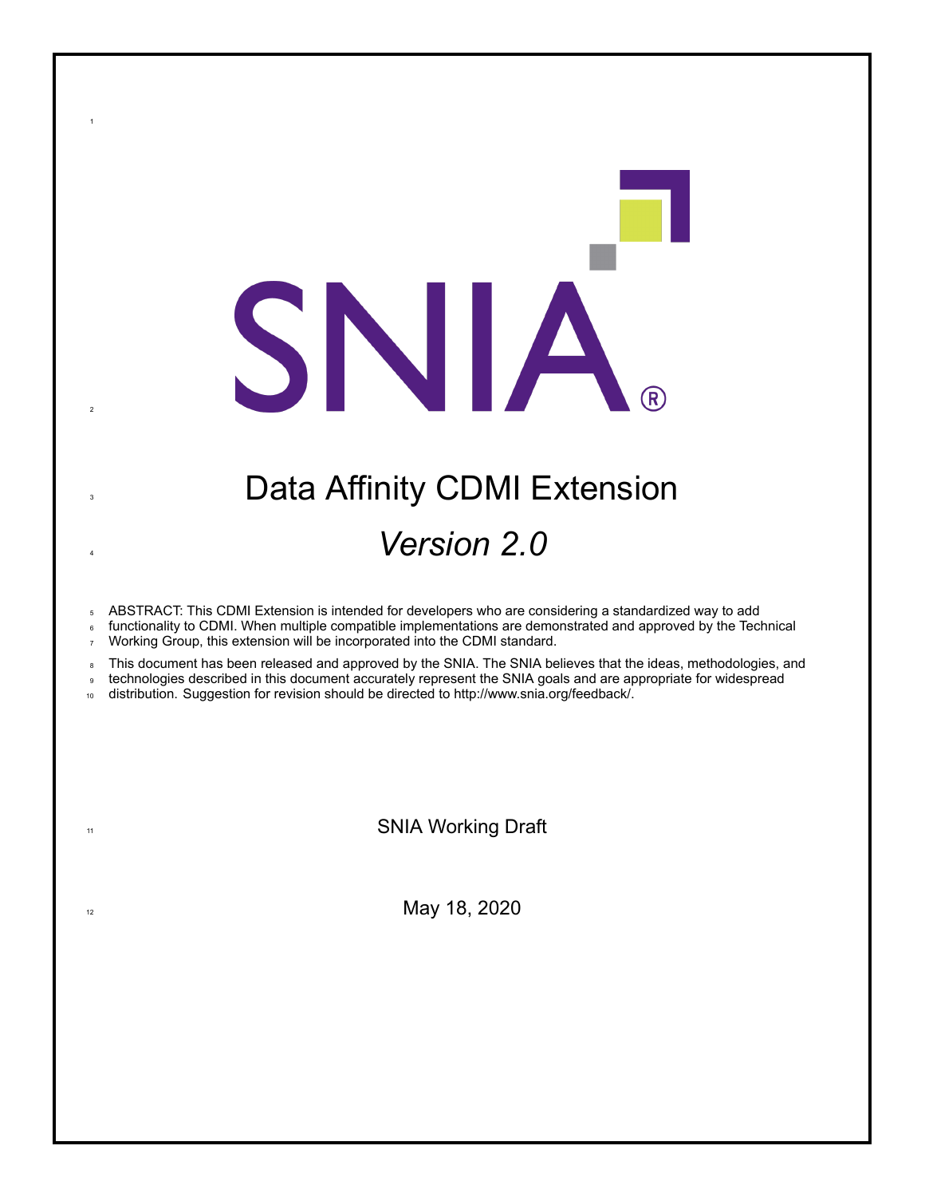# Data Affinity CDMI Extension

## *Version 2.0*

ABSTRACT: This CDMI Extension is intended for developers who are considering a standardized way to add functionality to CDMI. When multiple compatible implementations are demonstrated and approved by the Technical Working Group, this extension will be incorporated into the CDMI standard.

This document has been released and approved by the SNIA. The SNIA believes that the ideas, methodologies, and technologies described in this document accurately represent the SNIA goals and are appropriate for widespread distribution. Suggestion for revision should be directed to http://www.snia.org/feedback/.

SNIA Working Draft

May 18, 2020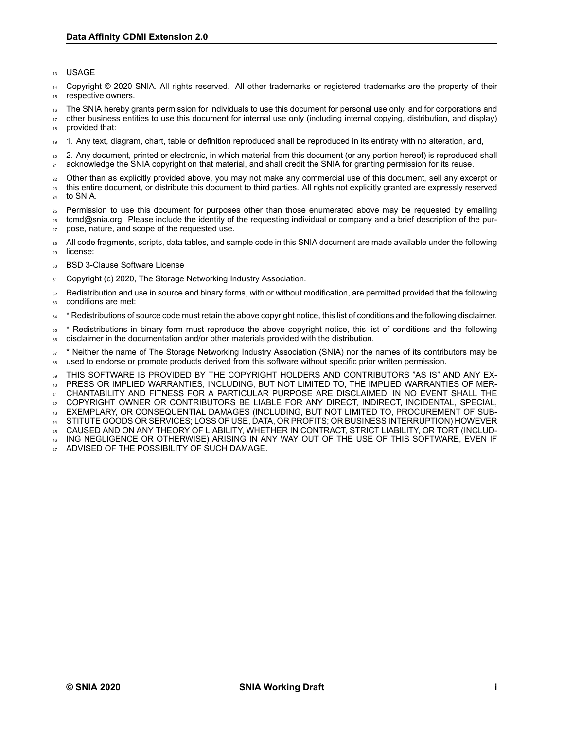USAGE

Copyright © 2020 SNIA. All rights reserved. All other trademarks or registered trademarks are the property of their respective owners.

The SNIA hereby grants permission for individuals to use this document for personal use only, and for corporations and other business entities to use this document for internal use only (including internal copying, distribution, and display) provided that:

1. Any text, diagram, chart, table or definition reproduced shall be reproduced in its entirety with no alteration, and,

2. Any document, printed or electronic, in which material from this document (or any portion hereof) is reproduced shall acknowledge the SNIA copyright on that material, and shall credit the SNIA for granting permission for its reuse.

Other than as explicitly provided above, you may not make any commercial use of this document, sell any excerpt or this entire document, or distribute this document to third parties. All rights not explicitly granted are expressly reserved to SNIA.

Permission to use this document for purposes other than those enumerated above may be requested by emailing tcmd@snia.org. Please include the identity of the requesting individual or company and a brief description of the purpose, nature, and scope of the requested use.

All code fragments, scripts, data tables, and sample code in this SNIA document are made available under the following license:

BSD 3-Clause Software License

Copyright (c) 2020, The Storage Networking Industry Association.

Redistribution and use in source and binary forms, with or without modification, are permitted provided that the following conditions are met:

* Redistributions of source code must retain the above copyright notice, this list of conditions and the following disclaimer.

* Redistributions in binary form must reproduce the above copyright notice, this list of conditions and the following disclaimer in the documentation and/or other materials provided with the distribution.

* Neither the name of The Storage Networking Industry Association (SNIA) nor the names of its contributors may be used to endorse or promote products derived from this software without specific prior written permission.

THIS SOFTWARE IS PROVIDED BY THE COPYRIGHT HOLDERS AND CONTRIBUTORS "AS IS" AND ANY EXPRESS OR IMPLIED WARRANTIES, INCLUDING, BUT NOT LIMITED TO, THE IMPLIED WARRANTIES OF MERCHANTABILITY AND FITNESS FOR A PARTICULAR PURPOSE ARE DISCLAIMED. IN NO EVENT SHALL THE COPYRIGHT OWNER OR CONTRIBUTORS BE LIABLE FOR ANY DIRECT, INDIRECT, INCIDENTAL, SPECIAL, EXEMPLARY, OR CONSEQUENTIAL DAMAGES (INCLUDING, BUT NOT LIMITED TO, PROCUREMENT OF SUBSTITUTE GOODS OR SERVICES; LOSS OF USE, DATA, OR PROFITS; OR BUSINESS INTERRUPTION) HOWEVER CAUSED AND ON ANY THEORY OF LIABILITY, WHETHER IN CONTRACT, STRICT LIABILITY, OR TORT (INCLUDING NEGLIGENCE OR OTHERWISE) ARISING IN ANY WAY OUT OF THE USE OF THIS SOFTWARE, EVEN IF ADVISED OF THE POSSIBILITY OF SUCH DAMAGE.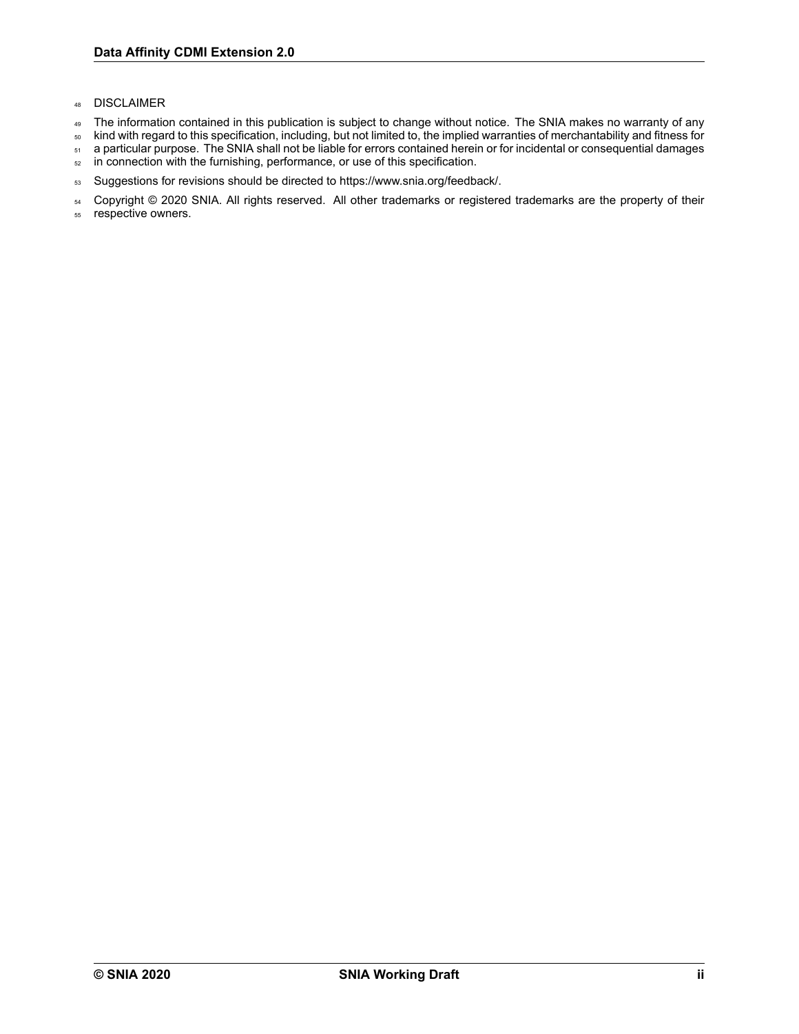DISCLAIMER

The information contained in this publication is subject to change without notice. The SNIA makes no warranty of any kind with regard to this specification, including, but not limited to, the implied warranties of merchantability and fitness for a particular purpose. The SNIA shall not be liable for errors contained herein or for incidental or consequential damages in connection with the furnishing, performance, or use of this specification.

Suggestions for revisions should be directed to https://www.snia.org/feedback/.

Copyright © 2020 SNIA. All rights reserved. All other trademarks or registered trademarks are the property of their respective owners.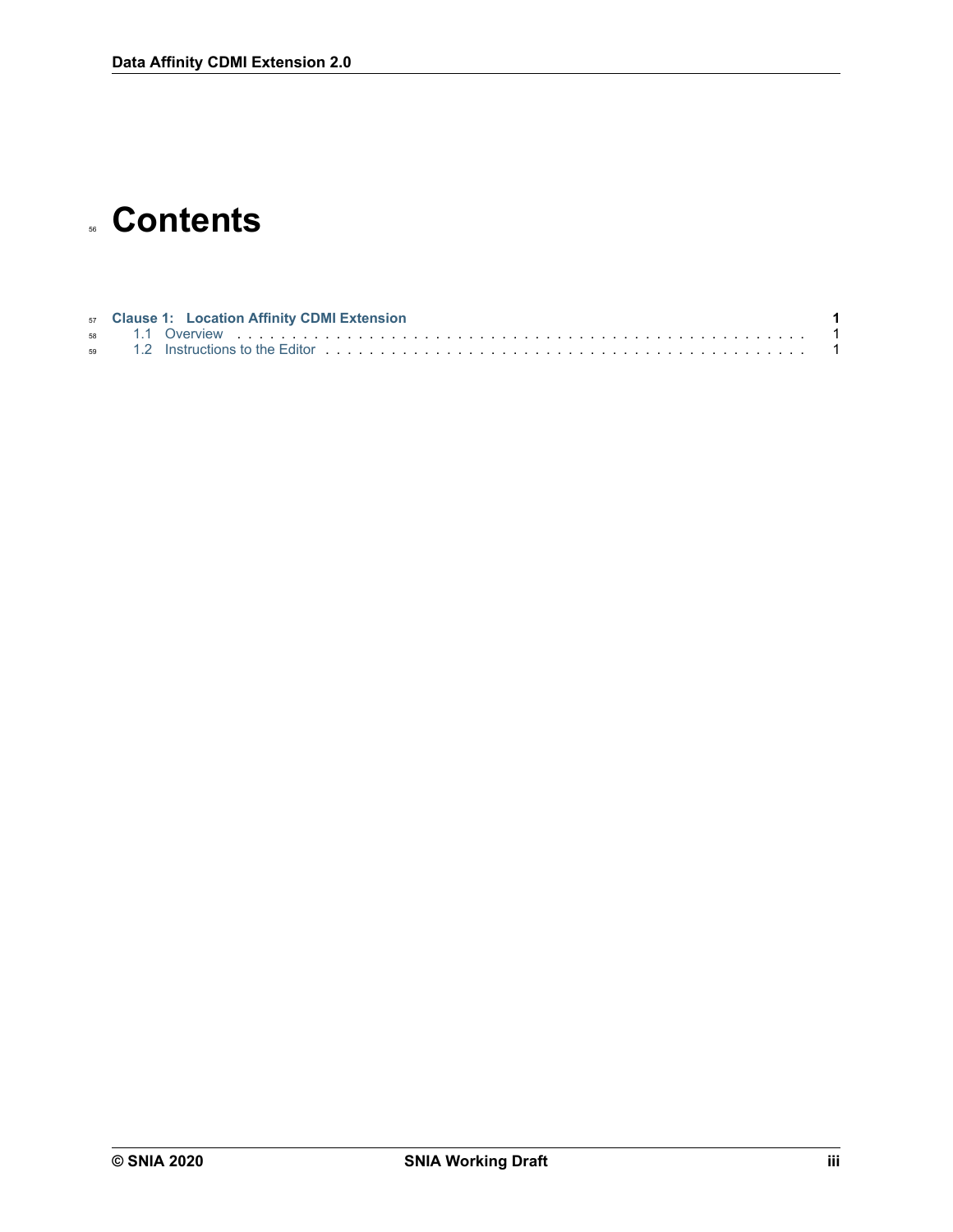# Contents

**Clause 1: Location Affinity CDMI Extension** **1**

- 1.1 Overview . . . . . . . . . . . . . . . . . . . . . . . . . . . . . . . . . . . . . . . . . . . . . . . . 1
- 1.2 Instructions to the Editor . . . . . . . . . . . . . . . . . . . . . . . . . . . . . . . . . . . . . . . . . 1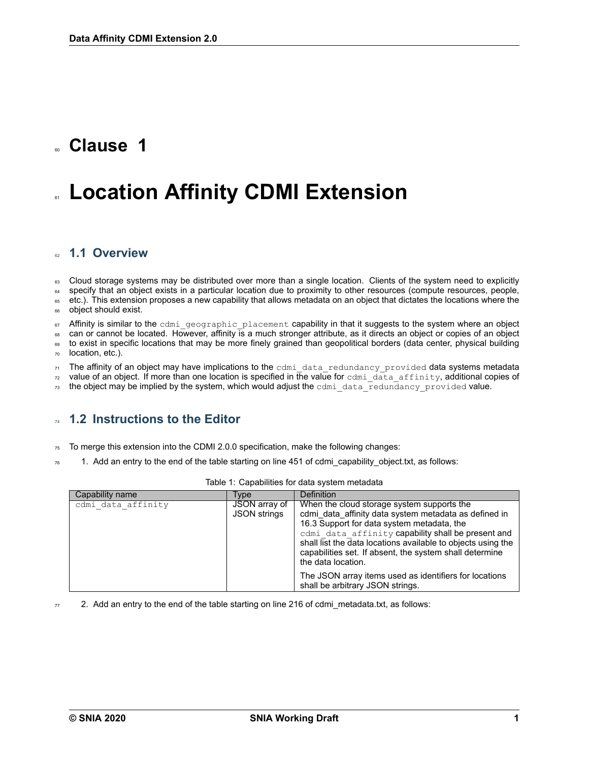# Clause 1

# Location Affinity CDMI Extension

## 1.1 Overview

Cloud storage systems may be distributed over more than a single location. Clients of the system need to explicitly specify that an object exists in a particular location due to proximity to other resources (compute resources, people, etc.). This extension proposes a new capability that allows metadata on an object that dictates the locations where the object should exist.

Affinity is similar to the `cdmi_geographic_placement` capability in that it suggests to the system where an object can or cannot be located. However, affinity is a much stronger attribute, as it directs an object or copies of an object to exist in specific locations that may be more finely grained than geopolitical borders (data center, physical building location, etc.).

The affinity of an object may have implications to the `cdmi_data_redundancy_provided` data systems metadata value of an object. If more than one location is specified in the value for `cdmi_data_affinity`, additional copies of the object may be implied by the system, which would adjust the `cdmi_data_redundancy_provided` value.

## 1.2 Instructions to the Editor

To merge this extension into the CDMI 2.0.0 specification, make the following changes:

1. Add an entry to the end of the table starting on line 451 of cdmi_capability_object.txt, as follows:

Table 1: Capabilities for data system metadata

| Capability name | Type | Definition |
|---|---|---|
| `cdmi_data_affinity` | JSON array of JSON strings | When the cloud storage system supports the cdmi_data_affinity data system metadata as defined in 16.3 Support for data system metadata, the `cdmi_data_affinity` capability shall be present and shall list the data locations available to objects using the capabilities set. If absent, the system shall determine the data location.<br><br>The JSON array items used as identifiers for locations shall be arbitrary JSON strings. |

2. Add an entry to the end of the table starting on line 216 of cdmi_metadata.txt, as follows: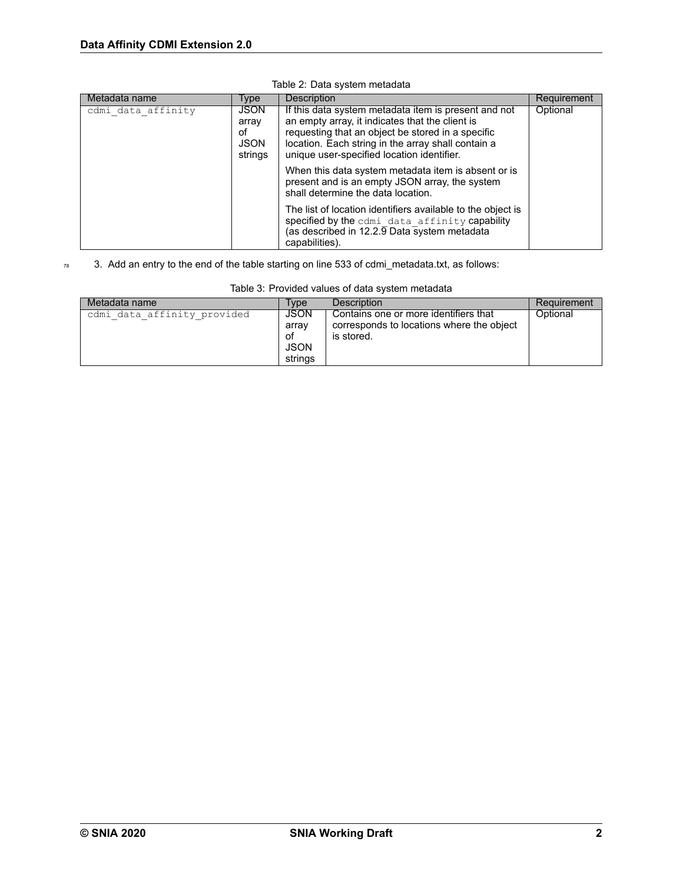Table 2: Data system metadata

| Metadata name | Type | Description | Requirement |
|---|---|---|---|
| cdmi_data_affinity | JSON array of JSON strings | If this data system metadata item is present and not an empty array, it indicates that the client is requesting that an object be stored in a specific location. Each string in the array shall contain a unique user-specified location identifier.<br><br>When this data system metadata item is absent or is present and is an empty JSON array, the system shall determine the data location.<br><br>The list of location identifiers available to the object is specified by the `cdmi_data_affinity` capability (as described in 12.2.9 Data system metadata capabilities). | Optional |

3. Add an entry to the end of the table starting on line 533 of cdmi_metadata.txt, as follows:

Table 3: Provided values of data system metadata

| Metadata name | Type | Description | Requirement |
|---|---|---|---|
| cdmi_data_affinity_provided | JSON array of JSON strings | Contains one or more identifiers that corresponds to locations where the object is stored. | Optional |